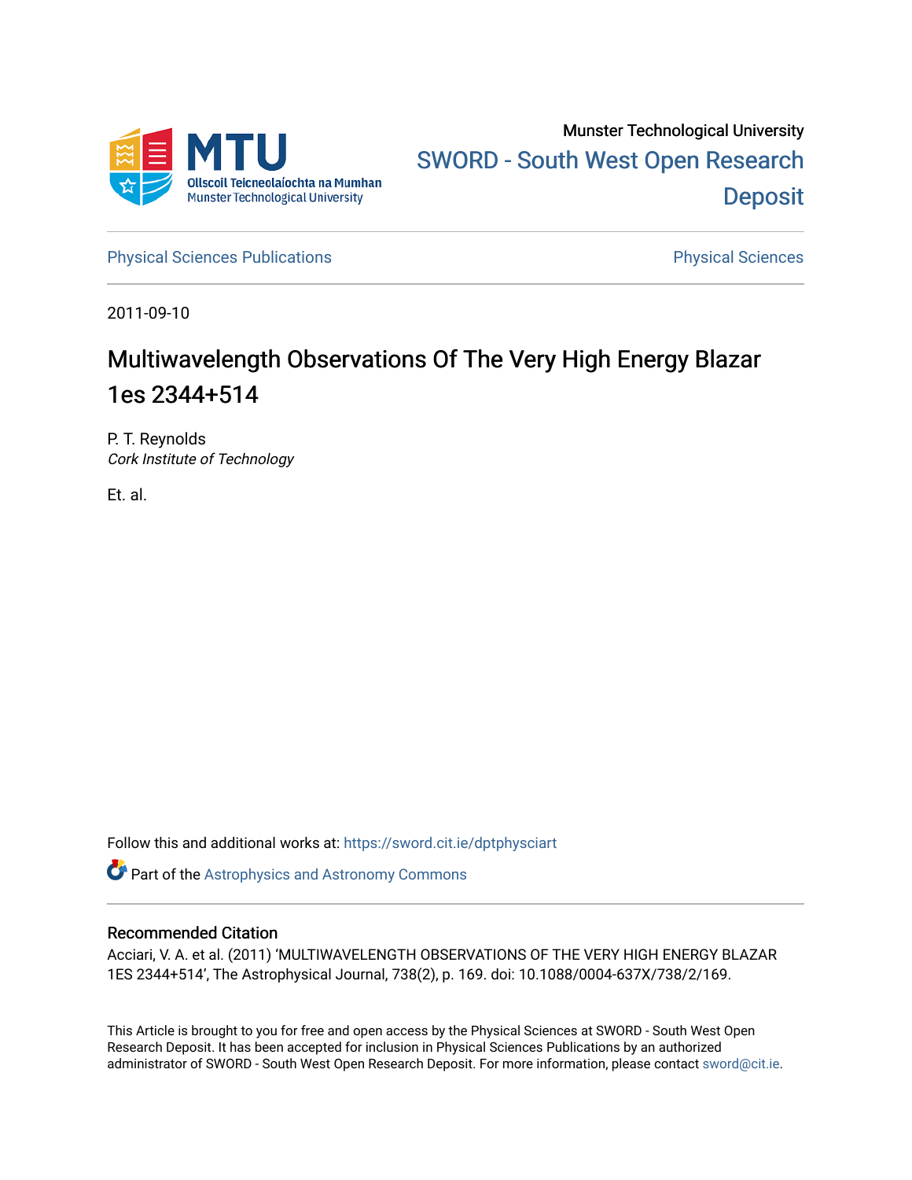Munster Technological University

SWORD - South West Open Research Deposit

Physical Sciences Publications

Physical Sciences

2011-09-10

# Multiwavelength Observations Of The Very High Energy Blazar 1es 2344+514

P. T. Reynolds
*Cork Institute of Technology*

Et. al.

Follow this and additional works at: https://sword.cit.ie/dptphysciart

Part of the Astrophysics and Astronomy Commons

## Recommended Citation

Acciari, V. A. et al. (2011) 'MULTIWAVELENGTH OBSERVATIONS OF THE VERY HIGH ENERGY BLAZAR 1ES 2344+514', The Astrophysical Journal, 738(2), p. 169. doi: 10.1088/0004-637X/738/2/169.

This Article is brought to you for free and open access by the Physical Sciences at SWORD - South West Open Research Deposit. It has been accepted for inclusion in Physical Sciences Publications by an authorized administrator of SWORD - South West Open Research Deposit. For more information, please contact sword@cit.ie.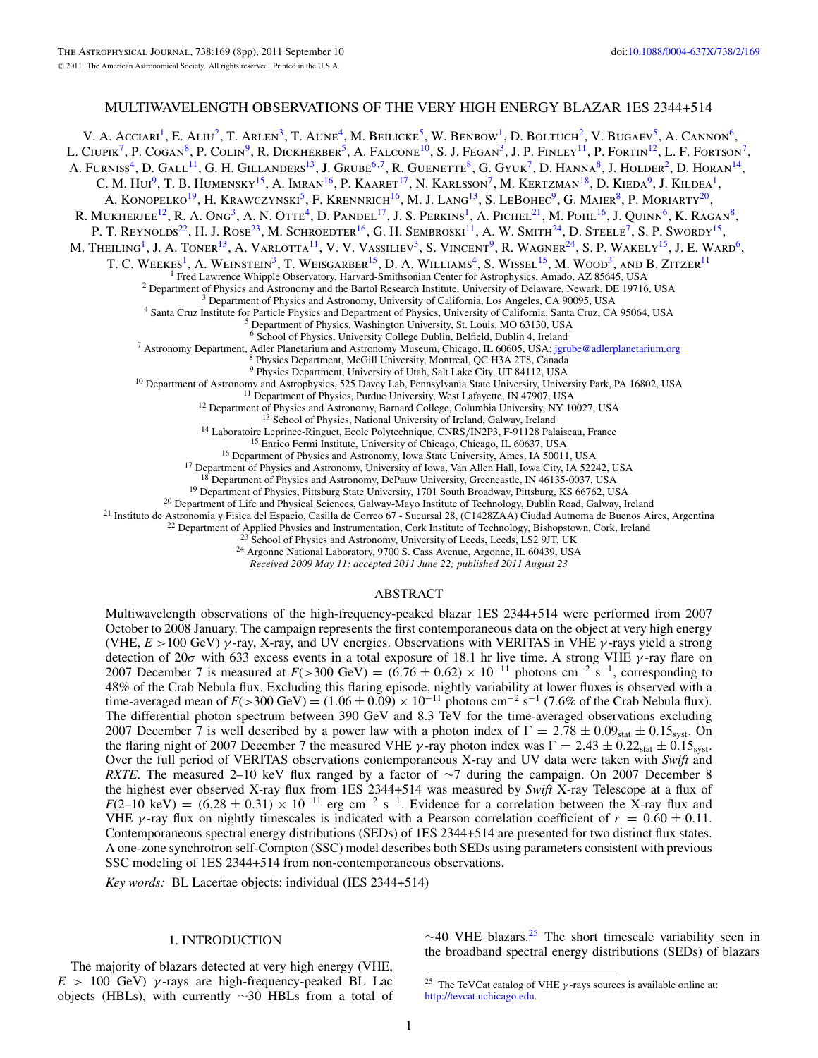# MULTIWAVELENGTH OBSERVATIONS OF THE VERY HIGH ENERGY BLAZAR 1ES 2344+514

V. A. Acciari[1], E. Aliu[2], T. Arlen[3], T. Aune[4], M. Beilicke[5], W. Benbow[1], D. Boltuch[2], V. Bugaev[5], A. Cannon[6], L. Ciupik[7], P. Cogan[8], P. Colin[9], R. Dickherber[5], A. Falcone[10], S. J. Fegan[3], J. P. Finley[11], P. Fortin[12], L. F. Fortson[7], A. Furniss[4], D. Gall[11], G. H. Gillanders[13], J. Grube[6,7], R. Guenette[8], G. Gyuk[7], D. Hanna[8], J. Holder[2], D. Horan[14], C. M. Hui[9], T. B. Humensky[15], A. Imran[16], P. Kaaret[17], N. Karlsson[7], M. Kertzman[18], D. Kieda[9], J. Kildea[1], A. Konopelko[19], H. Krawczynski[5], F. Krennrich[16], M. J. Lang[13], S. LeBohec[9], G. Maier[8], P. Moriarty[20], R. Mukherjee[12], R. A. Ong[3], A. N. Otte[4], D. Pandel[17], J. S. Perkins[1], A. Pichel[21], M. Pohl[16], J. Quinn[6], K. Ragan[8], P. T. Reynolds[22], H. J. Rose[23], M. Schroedter[16], G. H. Sembroski[11], A. W. Smith[24], D. Steele[7], S. P. Swordy[15], M. Theiling[1], J. A. Toner[13], A. Varlotta[11], V. V. Vassiliev[3], S. Vincent[9], R. Wagner[24], S. P. Wakely[15], J. E. Ward[6], T. C. Weekes[1], A. Weinstein[3], T. Weisgarber[15], D. A. Williams[4], S. Wissel[15], M. Wood[3], and B. Zitzer[11]

[1] Fred Lawrence Whipple Observatory, Harvard-Smithsonian Center for Astrophysics, Amado, AZ 85645, USA
[2] Department of Physics and Astronomy and the Bartol Research Institute, University of Delaware, Newark, DE 19716, USA
[3] Department of Physics and Astronomy, University of California, Los Angeles, CA 90095, USA
[4] Santa Cruz Institute for Particle Physics and Department of Physics, University of California, Santa Cruz, CA 95064, USA
[5] Department of Physics, Washington University, St. Louis, MO 63130, USA
[6] School of Physics, University College Dublin, Belfield, Dublin 4, Ireland
[7] Astronomy Department, Adler Planetarium and Astronomy Museum, Chicago, IL 60605, USA; jgrube@adlerplanetarium.org
[8] Physics Department, McGill University, Montreal, QC H3A 2T8, Canada
[9] Physics Department, University of Utah, Salt Lake City, UT 84112, USA
[10] Department of Astronomy and Astrophysics, 525 Davey Lab, Pennsylvania State University, University Park, PA 16802, USA
[11] Department of Physics, Purdue University, West Lafayette, IN 47907, USA
[12] Department of Physics and Astronomy, Barnard College, Columbia University, NY 10027, USA
[13] School of Physics, National University of Ireland, Galway, Ireland
[14] Laboratoire Leprince-Ringuet, Ecole Polytechnique, CNRS/IN2P3, F-91128 Palaiseau, France
[15] Enrico Fermi Institute, University of Chicago, Chicago, IL 60637, USA
[16] Department of Physics and Astronomy, Iowa State University, Ames, IA 50011, USA
[17] Department of Physics and Astronomy, University of Iowa, Van Allen Hall, Iowa City, IA 52242, USA
[18] Department of Physics and Astronomy, DePauw University, Greencastle, IN 46135-0037, USA
[19] Department of Physics, Pittsburg State University, 1701 South Broadway, Pittsburg, KS 66762, USA
[20] Department of Life and Physical Sciences, Galway-Mayo Institute of Technology, Dublin Road, Galway, Ireland
[21] Instituto de Astronomia y Fisica del Espacio, Casilla de Correo 67 - Sucursal 28, (C1428ZAA) Ciudad Autonoma de Buenos Aires, Argentina
[22] Department of Applied Physics and Instrumentation, Cork Institute of Technology, Bishopstown, Cork, Ireland
[23] School of Physics and Astronomy, University of Leeds, Leeds, LS2 9JT, UK
[24] Argonne National Laboratory, 9700 S. Cass Avenue, Argonne, IL 60439, USA

*Received 2009 May 11; accepted 2011 June 22; published 2011 August 23*

## ABSTRACT

Multiwavelength observations of the high-frequency-peaked blazar 1ES 2344+514 were performed from 2007 October to 2008 January. The campaign represents the first contemporaneous data on the object at very high energy (VHE, $E > 100$ GeV) $\gamma$-ray, X-ray, and UV energies. Observations with VERITAS in VHE $\gamma$-rays yield a strong detection of $20\sigma$ with 633 excess events in a total exposure of 18.1 hr live time. A strong VHE $\gamma$-ray flare on 2007 December 7 is measured at $F(>300\ \text{GeV}) = (6.76 \pm 0.62) \times 10^{-11}$ photons cm$^{-2}$ s$^{-1}$, corresponding to 48% of the Crab Nebula flux. Excluding this flaring episode, nightly variability at lower fluxes is observed with a time-averaged mean of $F(>300\ \text{GeV}) = (1.06 \pm 0.09) \times 10^{-11}$ photons cm$^{-2}$ s$^{-1}$ (7.6% of the Crab Nebula flux). The differential photon spectrum between 390 GeV and 8.3 TeV for the time-averaged observations excluding 2007 December 7 is well described by a power law with a photon index of $\Gamma = 2.78 \pm 0.09_{\text{stat}} \pm 0.15_{\text{syst}}$. On the flaring night of 2007 December 7 the measured VHE $\gamma$-ray photon index was $\Gamma = 2.43 \pm 0.22_{\text{stat}} \pm 0.15_{\text{syst}}$. Over the full period of VERITAS observations contemporaneous X-ray and UV data were taken with *Swift* and *RXTE*. The measured 2–10 keV flux ranged by a factor of $\sim$7 during the campaign. On 2007 December 8 the highest ever observed X-ray flux from 1ES 2344+514 was measured by *Swift* X-ray Telescope at a flux of $F(2\text{–}10\ \text{keV}) = (6.28 \pm 0.31) \times 10^{-11}$ erg cm$^{-2}$ s$^{-1}$. Evidence for a correlation between the X-ray flux and VHE $\gamma$-ray flux on nightly timescales is indicated with a Pearson correlation coefficient of $r = 0.60 \pm 0.11$. Contemporaneous spectral energy distributions (SEDs) of 1ES 2344+514 are presented for two distinct flux states. A one-zone synchrotron self-Compton (SSC) model describes both SEDs using parameters consistent with previous SSC modeling of 1ES 2344+514 from non-contemporaneous observations.

*Key words:* BL Lacertae objects: individual (IES 2344+514)

## 1. INTRODUCTION

The majority of blazars detected at very high energy (VHE, $E > 100$ GeV) $\gamma$-rays are high-frequency-peaked BL Lac objects (HBLs), with currently $\sim$30 HBLs from a total of $\sim$40 VHE blazars.[25] The short timescale variability seen in the broadband spectral energy distributions (SEDs) of blazars

[25] The TeVCat catalog of VHE $\gamma$-rays sources is available online at: http://tevcat.uchicago.edu.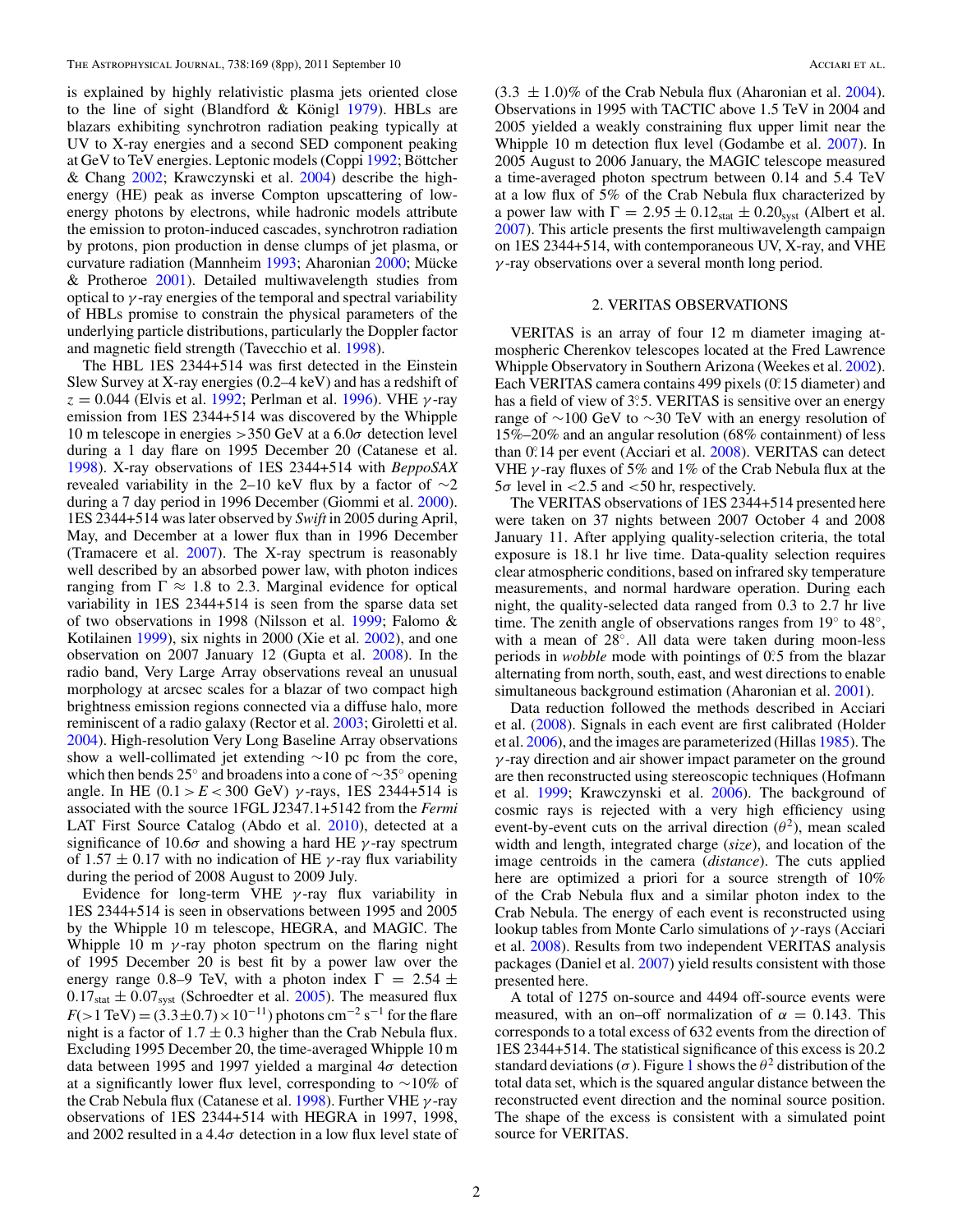is explained by highly relativistic plasma jets oriented close to the line of sight (Blandford & Königl 1979). HBLs are blazars exhibiting synchrotron radiation peaking typically at UV to X-ray energies and a second SED component peaking at GeV to TeV energies. Leptonic models (Coppi 1992; Böttcher & Chang 2002; Krawczynski et al. 2004) describe the high-energy (HE) peak as inverse Compton upscattering of low-energy photons by electrons, while hadronic models attribute the emission to proton-induced cascades, synchrotron radiation by protons, pion production in dense clumps of jet plasma, or curvature radiation (Mannheim 1993; Aharonian 2000; Mücke & Protheroe 2001). Detailed multiwavelength studies from optical to $\gamma$-ray energies of the temporal and spectral variability of HBLs promise to constrain the physical parameters of the underlying particle distributions, particularly the Doppler factor and magnetic field strength (Tavecchio et al. 1998).

The HBL 1ES 2344+514 was first detected in the Einstein Slew Survey at X-ray energies (0.2–4 keV) and has a redshift of $z = 0.044$ (Elvis et al. 1992; Perlman et al. 1996). VHE $\gamma$-ray emission from 1ES 2344+514 was discovered by the Whipple 10 m telescope in energies >350 GeV at a $6.0\sigma$ detection level during a 1 day flare on 1995 December 20 (Catanese et al. 1998). X-ray observations of 1ES 2344+514 with *BeppoSAX* revealed variability in the 2–10 keV flux by a factor of ~2 during a 7 day period in 1996 December (Giommi et al. 2000). 1ES 2344+514 was later observed by *Swift* in 2005 during April, May, and December at a lower flux than in 1996 December (Tramacere et al. 2007). The X-ray spectrum is reasonably well described by an absorbed power law, with photon indices ranging from $\Gamma \approx 1.8$ to 2.3. Marginal evidence for optical variability in 1ES 2344+514 is seen from the sparse data set of two observations in 1998 (Nilsson et al. 1999; Falomo & Kotilainen 1999), six nights in 2000 (Xie et al. 2002), and one observation on 2007 January 12 (Gupta et al. 2008). In the radio band, Very Large Array observations reveal an unusual morphology at arcsec scales for a blazar of two compact high brightness emission regions connected via a diffuse halo, more reminiscent of a radio galaxy (Rector et al. 2003; Giroletti et al. 2004). High-resolution Very Long Baseline Array observations show a well-collimated jet extending ~10 pc from the core, which then bends 25° and broadens into a cone of ~35° opening angle. In HE ($0.1 > E < 300$ GeV) $\gamma$-rays, 1ES 2344+514 is associated with the source 1FGL J2347.1+5142 from the *Fermi* LAT First Source Catalog (Abdo et al. 2010), detected at a significance of $10.6\sigma$ and showing a hard HE $\gamma$-ray spectrum of $1.57 \pm 0.17$ with no indication of HE $\gamma$-ray flux variability during the period of 2008 August to 2009 July.

Evidence for long-term VHE $\gamma$-ray flux variability in 1ES 2344+514 is seen in observations between 1995 and 2005 by the Whipple 10 m telescope, HEGRA, and MAGIC. The Whipple 10 m $\gamma$-ray photon spectrum on the flaring night of 1995 December 20 is best fit by a power law over the energy range 0.8–9 TeV, with a photon index $\Gamma = 2.54 \pm 0.17_{\mathrm{stat}} \pm 0.07_{\mathrm{syst}}$ (Schroedter et al. 2005). The measured flux $F(>1\,\mathrm{TeV}) = (3.3 \pm 0.7) \times 10^{-11}$ photons cm$^{-2}$ s$^{-1}$ for the flare night is a factor of $1.7 \pm 0.3$ higher than the Crab Nebula flux. Excluding 1995 December 20, the time-averaged Whipple 10 m data between 1995 and 1997 yielded a marginal $4\sigma$ detection at a significantly lower flux level, corresponding to ~10% of the Crab Nebula flux (Catanese et al. 1998). Further VHE $\gamma$-ray observations of 1ES 2344+514 with HEGRA in 1997, 1998, and 2002 resulted in a $4.4\sigma$ detection in a low flux level state of $(3.3 \pm 1.0)$% of the Crab Nebula flux (Aharonian et al. 2004). Observations in 1995 with TACTIC above 1.5 TeV in 2004 and 2005 yielded a weakly constraining flux upper limit near the Whipple 10 m detection flux level (Godambe et al. 2007). In 2005 August to 2006 January, the MAGIC telescope measured a time-averaged photon spectrum between 0.14 and 5.4 TeV at a low flux of 5% of the Crab Nebula flux characterized by a power law with $\Gamma = 2.95 \pm 0.12_{\mathrm{stat}} \pm 0.20_{\mathrm{syst}}$ (Albert et al. 2007). This article presents the first multiwavelength campaign on 1ES 2344+514, with contemporaneous UV, X-ray, and VHE $\gamma$-ray observations over a several month long period.

## 2. VERITAS OBSERVATIONS

VERITAS is an array of four 12 m diameter imaging atmospheric Cherenkov telescopes located at the Fred Lawrence Whipple Observatory in Southern Arizona (Weekes et al. 2002). Each VERITAS camera contains 499 pixels (0°.15 diameter) and has a field of view of 3°.5. VERITAS is sensitive over an energy range of ~100 GeV to ~30 TeV with an energy resolution of 15%–20% and an angular resolution (68% containment) of less than 0°.14 per event (Acciari et al. 2008). VERITAS can detect VHE $\gamma$-ray fluxes of 5% and 1% of the Crab Nebula flux at the $5\sigma$ level in <2.5 and <50 hr, respectively.

The VERITAS observations of 1ES 2344+514 presented here were taken on 37 nights between 2007 October 4 and 2008 January 11. After applying quality-selection criteria, the total exposure is 18.1 hr live time. Data-quality selection requires clear atmospheric conditions, based on infrared sky temperature measurements, and normal hardware operation. During each night, the quality-selected data ranged from 0.3 to 2.7 hr live time. The zenith angle of observations ranges from 19° to 48°, with a mean of 28°. All data were taken during moon-less periods in *wobble* mode with pointings of 0°.5 from the blazar alternating from north, south, east, and west directions to enable simultaneous background estimation (Aharonian et al. 2001).

Data reduction followed the methods described in Acciari et al. (2008). Signals in each event are first calibrated (Holder et al. 2006), and the images are parameterized (Hillas 1985). The $\gamma$-ray direction and air shower impact parameter on the ground are then reconstructed using stereoscopic techniques (Hofmann et al. 1999; Krawczynski et al. 2006). The background of cosmic rays is rejected with a very high efficiency using event-by-event cuts on the arrival direction ($\theta^2$), mean scaled width and length, integrated charge (*size*), and location of the image centroids in the camera (*distance*). The cuts applied here are optimized a priori for a source strength of 10% of the Crab Nebula flux and a similar photon index to the Crab Nebula. The energy of each event is reconstructed using lookup tables from Monte Carlo simulations of $\gamma$-rays (Acciari et al. 2008). Results from two independent VERITAS analysis packages (Daniel et al. 2007) yield results consistent with those presented here.

A total of 1275 on-source and 4494 off-source events were measured, with an on–off normalization of $\alpha = 0.143$. This corresponds to a total excess of 632 events from the direction of 1ES 2344+514. The statistical significance of this excess is 20.2 standard deviations ($\sigma$). Figure 1 shows the $\theta^2$ distribution of the total data set, which is the squared angular distance between the reconstructed event direction and the nominal source position. The shape of the excess is consistent with a simulated point source for VERITAS.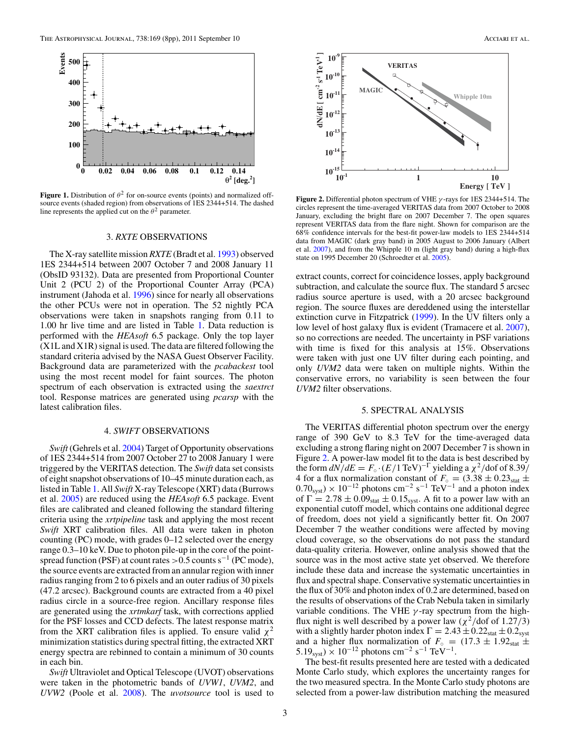**Figure 1.** Distribution of $\theta^2$ for on-source events (points) and normalized off-source events (shaded region) from observations of 1ES 2344+514. The dashed line represents the applied cut on the $\theta^2$ parameter.

## 3. *RXTE* OBSERVATIONS

The X-ray satellite mission *RXTE* (Bradt et al. 1993) observed 1ES 2344+514 between 2007 October 7 and 2008 January 11 (ObsID 93132). Data are presented from Proportional Counter Unit 2 (PCU 2) of the Proportional Counter Array (PCA) instrument (Jahoda et al. 1996) since for nearly all observations the other PCUs were not in operation. The 52 nightly PCA observations were taken in snapshots ranging from 0.11 to 1.00 hr live time and are listed in Table 1. Data reduction is performed with the *HEAsoft* 6.5 package. Only the top layer (X1L and X1R) signal is used. The data are filtered following the standard criteria advised by the NASA Guest Observer Facility. Background data are parameterized with the *pcabackest* tool using the most recent model for faint sources. The photon spectrum of each observation is extracted using the *saextrct* tool. Response matrices are generated using *pcarsp* with the latest calibration files.

## 4. *SWIFT* OBSERVATIONS

*Swift* (Gehrels et al. 2004) Target of Opportunity observations of 1ES 2344+514 from 2007 October 27 to 2008 January 1 were triggered by the VERITAS detection. The *Swift* data set consists of eight snapshot observations of 10–45 minute duration each, as listed in Table 1. All *Swift* X-ray Telescope (XRT) data (Burrows et al. 2005) are reduced using the *HEAsoft* 6.5 package. Event files are calibrated and cleaned following the standard filtering criteria using the *xrtpipeline* task and applying the most recent *Swift* XRT calibration files. All data were taken in photon counting (PC) mode, with grades 0–12 selected over the energy range 0.3–10 keV. Due to photon pile-up in the core of the point-spread function (PSF) at count rates $>0.5$ counts $\mathrm{s}^{-1}$ (PC mode), the source events are extracted from an annular region with inner radius ranging from 2 to 6 pixels and an outer radius of 30 pixels (47.2 arcsec). Background counts are extracted from a 40 pixel radius circle in a source-free region. Ancillary response files are generated using the *xrtmkarf* task, with corrections applied for the PSF losses and CCD defects. The latest response matrix from the XRT calibration files is applied. To ensure valid $\chi^2$ minimization statistics during spectral fitting, the extracted XRT energy spectra are rebinned to contain a minimum of 30 counts in each bin.

*Swift* Ultraviolet and Optical Telescope (UVOT) observations were taken in the photometric bands of *UVW1*, *UVM2*, and *UVW2* (Poole et al. 2008). The *uvotsource* tool is used to extract counts, correct for coincidence losses, apply background subtraction, and calculate the source flux. The standard 5 arcsec radius source aperture is used, with a 20 arcsec background region. The source fluxes are dereddened using the interstellar extinction curve in Fitzpatrick (1999). In the UV filters only a low level of host galaxy flux is evident (Tramacere et al. 2007), so no corrections are needed. The uncertainty in PSF variations with time is fixed for this analysis at 15%. Observations were taken with just one UV filter during each pointing, and only *UVM2* data were taken on multiple nights. Within the conservative errors, no variability is seen between the four *UVM2* filter observations.

**Figure 2.** Differential photon spectrum of VHE $\gamma$-rays for 1ES 2344+514. The circles represent the time-averaged VERITAS data from 2007 October to 2008 January, excluding the bright flare on 2007 December 7. The open squares represent VERITAS data from the flare night. Shown for comparison are the 68% confidence intervals for the best-fit power-law models to 1ES 2344+514 data from MAGIC (dark gray band) in 2005 August to 2006 January (Albert et al. 2007), and from the Whipple 10 m (light gray band) during a high-flux state on 1995 December 20 (Schroedter et al. 2005).

## 5. SPECTRAL ANALYSIS

The VERITAS differential photon spectrum over the energy range of 390 GeV to 8.3 TeV for the time-averaged data excluding a strong flaring night on 2007 December 7 is shown in Figure 2. A power-law model fit to the data is best described by the form $dN/dE = F_{\circ} \cdot (E/1\,\mathrm{TeV})^{-\Gamma}$ yielding a $\chi^2$/dof of 8.39/4 for a flux normalization constant of $F_{\circ} = (3.38 \pm 0.23_{\mathrm{stat}} \pm 0.70_{\mathrm{syst}}) \times 10^{-12}$ photons $\mathrm{cm}^{-2}\,\mathrm{s}^{-1}\,\mathrm{TeV}^{-1}$ and a photon index of $\Gamma = 2.78 \pm 0.09_{\mathrm{stat}} \pm 0.15_{\mathrm{syst}}$. A fit to a power law with an exponential cutoff model, which contains one additional degree of freedom, does not yield a significantly better fit. On 2007 December 7 the weather conditions were affected by moving cloud coverage, so the observations do not pass the standard data-quality criteria. However, online analysis showed that the source was in the most active state yet observed. We therefore include these data and increase the systematic uncertainties in flux and spectral shape. Conservative systematic uncertainties in the flux of 30% and photon index of 0.2 are determined, based on the results of observations of the Crab Nebula taken in similarly variable conditions. The VHE $\gamma$-ray spectrum from the high-flux night is well described by a power law ($\chi^2$/dof of 1.27/3) with a slightly harder photon index $\Gamma = 2.43 \pm 0.22_{\mathrm{stat}} \pm 0.2_{\mathrm{syst}}$ and a higher flux normalization of $F_{\circ} = (17.3 \pm 1.92_{\mathrm{stat}} \pm 5.19_{\mathrm{syst}}) \times 10^{-12}$ photons $\mathrm{cm}^{-2}\,\mathrm{s}^{-1}\,\mathrm{TeV}^{-1}$.

The best-fit results presented here are tested with a dedicated Monte Carlo study, which explores the uncertainty ranges for the two measured spectra. In the Monte Carlo study photons are selected from a power-law distribution matching the measured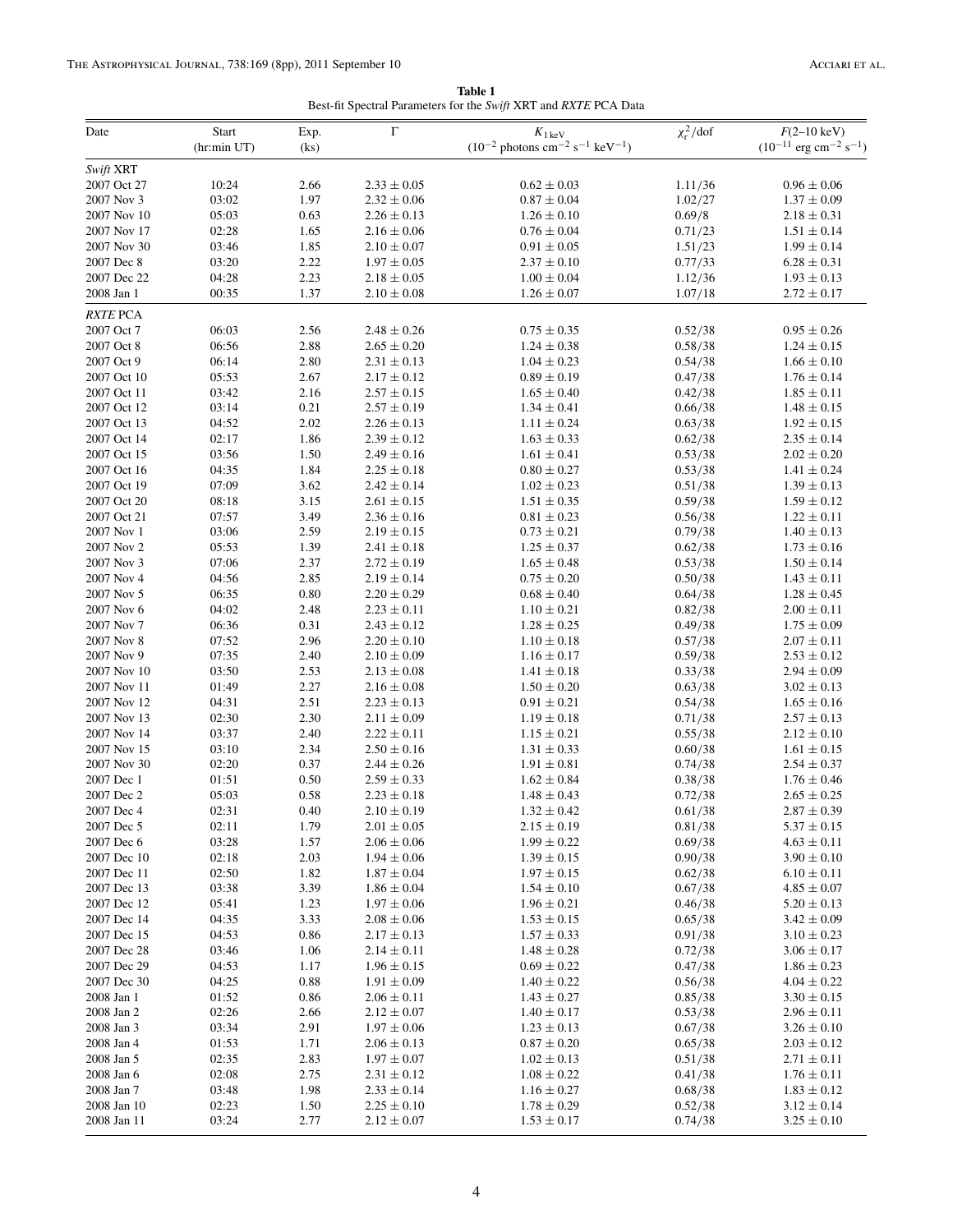**Table 1**
Best-fit Spectral Parameters for the *Swift* XRT and *RXTE* PCA Data

| Date | Start (hr:min UT) | Exp. (ks) | $\Gamma$ | $K_{1\,\mathrm{keV}}$ ($10^{-2}$ photons cm$^{-2}$ s$^{-1}$ keV$^{-1}$) | $\chi_r^2$/dof | $F$(2–10 keV) ($10^{-11}$ erg cm$^{-2}$ s$^{-1}$) |
|---|---|---|---|---|---|---|
| *Swift* XRT | | | | | | |
| 2007 Oct 27 | 10:24 | 2.66 | $2.33 \pm 0.05$ | $0.62 \pm 0.03$ | 1.11/36 | $0.96 \pm 0.06$ |
| 2007 Nov 3 | 03:02 | 1.97 | $2.32 \pm 0.06$ | $0.87 \pm 0.04$ | 1.02/27 | $1.37 \pm 0.09$ |
| 2007 Nov 10 | 05:03 | 0.63 | $2.26 \pm 0.13$ | $1.26 \pm 0.10$ | 0.69/8 | $2.18 \pm 0.31$ |
| 2007 Nov 17 | 02:28 | 1.65 | $2.16 \pm 0.06$ | $0.76 \pm 0.04$ | 0.71/23 | $1.51 \pm 0.14$ |
| 2007 Nov 30 | 03:46 | 1.85 | $2.10 \pm 0.07$ | $0.91 \pm 0.05$ | 1.51/23 | $1.99 \pm 0.14$ |
| 2007 Dec 8 | 03:20 | 2.22 | $1.97 \pm 0.05$ | $2.37 \pm 0.10$ | 0.77/33 | $6.28 \pm 0.31$ |
| 2007 Dec 22 | 04:28 | 2.23 | $2.18 \pm 0.05$ | $1.00 \pm 0.04$ | 1.12/36 | $1.93 \pm 0.13$ |
| 2008 Jan 1 | 00:35 | 1.37 | $2.10 \pm 0.08$ | $1.26 \pm 0.07$ | 1.07/18 | $2.72 \pm 0.17$ |
| *RXTE* PCA | | | | | | |
| 2007 Oct 7 | 06:03 | 2.56 | $2.48 \pm 0.26$ | $0.75 \pm 0.35$ | 0.52/38 | $0.95 \pm 0.26$ |
| 2007 Oct 8 | 06:56 | 2.88 | $2.65 \pm 0.20$ | $1.24 \pm 0.38$ | 0.58/38 | $1.24 \pm 0.15$ |
| 2007 Oct 9 | 06:14 | 2.80 | $2.31 \pm 0.13$ | $1.04 \pm 0.23$ | 0.54/38 | $1.66 \pm 0.10$ |
| 2007 Oct 10 | 05:53 | 2.67 | $2.17 \pm 0.12$ | $0.89 \pm 0.19$ | 0.47/38 | $1.76 \pm 0.14$ |
| 2007 Oct 11 | 03:42 | 2.16 | $2.57 \pm 0.15$ | $1.65 \pm 0.40$ | 0.42/38 | $1.85 \pm 0.11$ |
| 2007 Oct 12 | 03:14 | 0.21 | $2.57 \pm 0.19$ | $1.34 \pm 0.41$ | 0.66/38 | $1.48 \pm 0.15$ |
| 2007 Oct 13 | 04:52 | 2.02 | $2.26 \pm 0.13$ | $1.11 \pm 0.24$ | 0.63/38 | $1.92 \pm 0.15$ |
| 2007 Oct 14 | 02:17 | 1.86 | $2.39 \pm 0.12$ | $1.63 \pm 0.33$ | 0.62/38 | $2.35 \pm 0.14$ |
| 2007 Oct 15 | 03:56 | 1.50 | $2.49 \pm 0.16$ | $1.61 \pm 0.41$ | 0.53/38 | $2.02 \pm 0.20$ |
| 2007 Oct 16 | 04:35 | 1.84 | $2.25 \pm 0.18$ | $0.80 \pm 0.27$ | 0.53/38 | $1.41 \pm 0.24$ |
| 2007 Oct 19 | 07:09 | 3.62 | $2.42 \pm 0.14$ | $1.02 \pm 0.23$ | 0.51/38 | $1.39 \pm 0.13$ |
| 2007 Oct 20 | 08:18 | 3.15 | $2.61 \pm 0.15$ | $1.51 \pm 0.35$ | 0.59/38 | $1.59 \pm 0.12$ |
| 2007 Oct 21 | 07:57 | 3.49 | $2.36 \pm 0.16$ | $0.81 \pm 0.23$ | 0.56/38 | $1.22 \pm 0.11$ |
| 2007 Nov 1 | 03:06 | 2.59 | $2.19 \pm 0.15$ | $0.73 \pm 0.21$ | 0.79/38 | $1.40 \pm 0.13$ |
| 2007 Nov 2 | 05:53 | 1.39 | $2.41 \pm 0.18$ | $1.25 \pm 0.37$ | 0.62/38 | $1.73 \pm 0.16$ |
| 2007 Nov 3 | 07:06 | 2.37 | $2.72 \pm 0.19$ | $1.65 \pm 0.48$ | 0.53/38 | $1.50 \pm 0.14$ |
| 2007 Nov 4 | 04:56 | 2.85 | $2.19 \pm 0.14$ | $0.75 \pm 0.20$ | 0.50/38 | $1.43 \pm 0.11$ |
| 2007 Nov 5 | 06:35 | 0.80 | $2.20 \pm 0.29$ | $0.68 \pm 0.40$ | 0.64/38 | $1.28 \pm 0.45$ |
| 2007 Nov 6 | 04:02 | 2.48 | $2.23 \pm 0.11$ | $1.10 \pm 0.21$ | 0.82/38 | $2.00 \pm 0.11$ |
| 2007 Nov 7 | 06:36 | 0.31 | $2.43 \pm 0.12$ | $1.28 \pm 0.25$ | 0.49/38 | $1.75 \pm 0.09$ |
| 2007 Nov 8 | 07:52 | 2.96 | $2.20 \pm 0.10$ | $1.10 \pm 0.18$ | 0.57/38 | $2.07 \pm 0.11$ |
| 2007 Nov 9 | 07:35 | 2.40 | $2.10 \pm 0.09$ | $1.16 \pm 0.17$ | 0.59/38 | $2.53 \pm 0.12$ |
| 2007 Nov 10 | 03:50 | 2.53 | $2.13 \pm 0.08$ | $1.41 \pm 0.18$ | 0.33/38 | $2.94 \pm 0.09$ |
| 2007 Nov 11 | 01:49 | 2.27 | $2.16 \pm 0.08$ | $1.50 \pm 0.20$ | 0.63/38 | $3.02 \pm 0.13$ |
| 2007 Nov 12 | 04:31 | 2.51 | $2.23 \pm 0.13$ | $0.91 \pm 0.21$ | 0.54/38 | $1.65 \pm 0.16$ |
| 2007 Nov 13 | 02:30 | 2.30 | $2.11 \pm 0.09$ | $1.19 \pm 0.18$ | 0.71/38 | $2.57 \pm 0.13$ |
| 2007 Nov 14 | 03:37 | 2.40 | $2.22 \pm 0.11$ | $1.15 \pm 0.21$ | 0.55/38 | $2.12 \pm 0.10$ |
| 2007 Nov 15 | 03:10 | 2.34 | $2.50 \pm 0.16$ | $1.31 \pm 0.33$ | 0.60/38 | $1.61 \pm 0.15$ |
| 2007 Nov 30 | 02:20 | 0.37 | $2.44 \pm 0.26$ | $1.91 \pm 0.81$ | 0.74/38 | $2.54 \pm 0.37$ |
| 2007 Dec 1 | 01:51 | 0.50 | $2.59 \pm 0.33$ | $1.62 \pm 0.84$ | 0.38/38 | $1.76 \pm 0.46$ |
| 2007 Dec 2 | 05:03 | 0.58 | $2.23 \pm 0.18$ | $1.48 \pm 0.43$ | 0.72/38 | $2.65 \pm 0.25$ |
| 2007 Dec 4 | 02:31 | 0.40 | $2.10 \pm 0.19$ | $1.32 \pm 0.42$ | 0.61/38 | $2.87 \pm 0.39$ |
| 2007 Dec 5 | 02:11 | 1.79 | $2.01 \pm 0.05$ | $2.15 \pm 0.19$ | 0.81/38 | $5.37 \pm 0.15$ |
| 2007 Dec 6 | 03:28 | 1.57 | $2.06 \pm 0.06$ | $1.99 \pm 0.22$ | 0.69/38 | $4.63 \pm 0.11$ |
| 2007 Dec 10 | 02:18 | 2.03 | $1.94 \pm 0.06$ | $1.39 \pm 0.15$ | 0.90/38 | $3.90 \pm 0.10$ |
| 2007 Dec 11 | 02:50 | 1.82 | $1.87 \pm 0.04$ | $1.97 \pm 0.15$ | 0.62/38 | $6.10 \pm 0.11$ |
| 2007 Dec 13 | 03:38 | 3.39 | $1.86 \pm 0.04$ | $1.54 \pm 0.10$ | 0.67/38 | $4.85 \pm 0.07$ |
| 2007 Dec 12 | 05:41 | 1.23 | $1.97 \pm 0.06$ | $1.96 \pm 0.21$ | 0.46/38 | $5.20 \pm 0.13$ |
| 2007 Dec 14 | 04:35 | 3.33 | $2.08 \pm 0.06$ | $1.53 \pm 0.15$ | 0.65/38 | $3.42 \pm 0.09$ |
| 2007 Dec 15 | 04:53 | 0.86 | $2.17 \pm 0.13$ | $1.57 \pm 0.33$ | 0.91/38 | $3.10 \pm 0.23$ |
| 2007 Dec 28 | 03:46 | 1.06 | $2.14 \pm 0.11$ | $1.48 \pm 0.28$ | 0.72/38 | $3.06 \pm 0.17$ |
| 2007 Dec 29 | 04:53 | 1.17 | $1.96 \pm 0.15$ | $0.69 \pm 0.22$ | 0.47/38 | $1.86 \pm 0.23$ |
| 2007 Dec 30 | 04:25 | 0.88 | $1.91 \pm 0.09$ | $1.40 \pm 0.22$ | 0.56/38 | $4.04 \pm 0.22$ |
| 2008 Jan 1 | 01:52 | 0.86 | $2.06 \pm 0.11$ | $1.43 \pm 0.27$ | 0.85/38 | $3.30 \pm 0.15$ |
| 2008 Jan 2 | 02:26 | 2.66 | $2.12 \pm 0.07$ | $1.40 \pm 0.17$ | 0.53/38 | $2.96 \pm 0.11$ |
| 2008 Jan 3 | 03:34 | 2.91 | $1.97 \pm 0.06$ | $1.23 \pm 0.13$ | 0.67/38 | $3.26 \pm 0.10$ |
| 2008 Jan 4 | 01:53 | 1.71 | $2.06 \pm 0.13$ | $0.87 \pm 0.20$ | 0.65/38 | $2.03 \pm 0.12$ |
| 2008 Jan 5 | 02:35 | 2.83 | $1.97 \pm 0.07$ | $1.02 \pm 0.13$ | 0.51/38 | $2.71 \pm 0.11$ |
| 2008 Jan 6 | 02:08 | 2.75 | $2.31 \pm 0.12$ | $1.08 \pm 0.22$ | 0.41/38 | $1.76 \pm 0.11$ |
| 2008 Jan 7 | 03:48 | 1.98 | $2.33 \pm 0.14$ | $1.16 \pm 0.27$ | 0.68/38 | $1.83 \pm 0.12$ |
| 2008 Jan 10 | 02:23 | 1.50 | $2.25 \pm 0.10$ | $1.78 \pm 0.29$ | 0.52/38 | $3.12 \pm 0.14$ |
| 2008 Jan 11 | 03:24 | 2.77 | $2.12 \pm 0.07$ | $1.53 \pm 0.17$ | 0.74/38 | $3.25 \pm 0.10$ |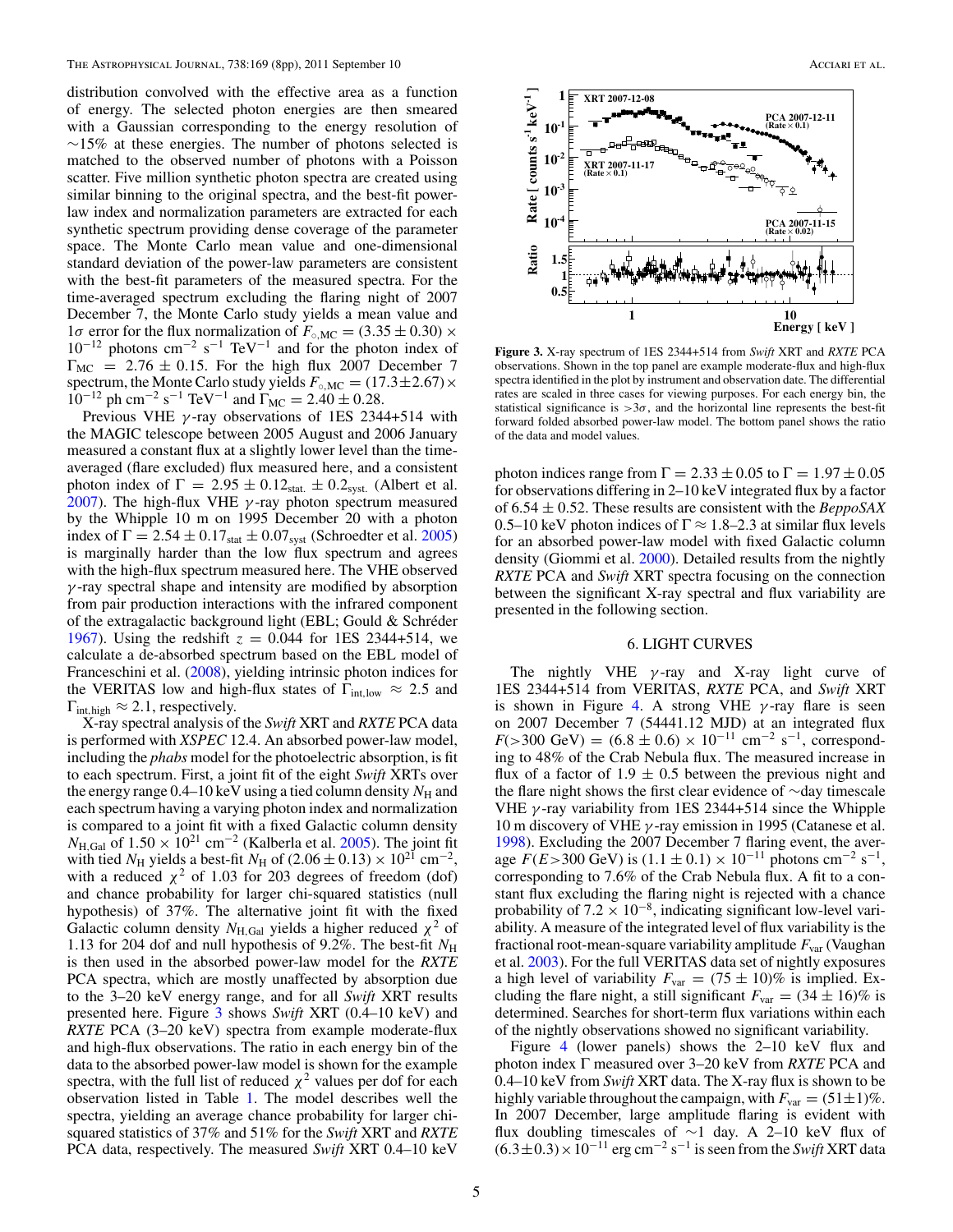distribution convolved with the effective area as a function of energy. The selected photon energies are then smeared with a Gaussian corresponding to the energy resolution of $\sim$15% at these energies. The number of photons selected is matched to the observed number of photons with a Poisson scatter. Five million synthetic photon spectra are created using similar binning to the original spectra, and the best-fit power-law index and normalization parameters are extracted for each synthetic spectrum providing dense coverage of the parameter space. The Monte Carlo mean value and one-dimensional standard deviation of the power-law parameters are consistent with the best-fit parameters of the measured spectra. For the time-averaged spectrum excluding the flaring night of 2007 December 7, the Monte Carlo study yields a mean value and $1\sigma$ error for the flux normalization of $F_{\circ,\mathrm{MC}} = (3.35 \pm 0.30) \times 10^{-12}$ photons $\mathrm{cm}^{-2}\ \mathrm{s}^{-1}\ \mathrm{TeV}^{-1}$ and for the photon index of $\Gamma_{\mathrm{MC}} = 2.76 \pm 0.15$. For the high flux 2007 December 7 spectrum, the Monte Carlo study yields $F_{\circ,\mathrm{MC}} = (17.3 \pm 2.67) \times 10^{-12}$ ph $\mathrm{cm}^{-2}\ \mathrm{s}^{-1}\ \mathrm{TeV}^{-1}$ and $\Gamma_{\mathrm{MC}} = 2.40 \pm 0.28$.

Previous VHE $\gamma$-ray observations of 1ES 2344+514 with the MAGIC telescope between 2005 August and 2006 January measured a constant flux at a slightly lower level than the time-averaged (flare excluded) flux measured here, and a consistent photon index of $\Gamma = 2.95 \pm 0.12_{\mathrm{stat.}} \pm 0.2_{\mathrm{syst.}}$ (Albert et al. 2007). The high-flux VHE $\gamma$-ray photon spectrum measured by the Whipple 10 m on 1995 December 20 with a photon index of $\Gamma = 2.54 \pm 0.17_{\mathrm{stat}} \pm 0.07_{\mathrm{syst}}$ (Schroedter et al. 2005) is marginally harder than the low flux spectrum and agrees with the high-flux spectrum measured here. The VHE observed $\gamma$-ray spectral shape and intensity are modified by absorption from pair production interactions with the infrared component of the extragalactic background light (EBL; Gould & Schréder 1967). Using the redshift $z = 0.044$ for 1ES 2344+514, we calculate a de-absorbed spectrum based on the EBL model of Franceschini et al. (2008), yielding intrinsic photon indices for the VERITAS low and high-flux states of $\Gamma_{\mathrm{int,low}} \approx 2.5$ and $\Gamma_{\mathrm{int,high}} \approx 2.1$, respectively.

X-ray spectral analysis of the *Swift* XRT and *RXTE* PCA data is performed with *XSPEC* 12.4. An absorbed power-law model, including the *phabs* model for the photoelectric absorption, is fit to each spectrum. First, a joint fit of the eight *Swift* XRTs over the energy range 0.4–10 keV using a tied column density $N_{\mathrm{H}}$ and each spectrum having a varying photon index and normalization is compared to a joint fit with a fixed Galactic column density $N_{\mathrm{H,Gal}}$ of $1.50 \times 10^{21}\ \mathrm{cm}^{-2}$ (Kalberla et al. 2005). The joint fit with tied $N_{\mathrm{H}}$ yields a best-fit $N_{\mathrm{H}}$ of $(2.06 \pm 0.13) \times 10^{21}\ \mathrm{cm}^{-2}$, with a reduced $\chi^2$ of 1.03 for 203 degrees of freedom (dof) and chance probability for larger chi-squared statistics (null hypothesis) of 37%. The alternative joint fit with the fixed Galactic column density $N_{\mathrm{H,Gal}}$ yields a higher reduced $\chi^2$ of 1.13 for 204 dof and null hypothesis of 9.2%. The best-fit $N_{\mathrm{H}}$ is then used in the absorbed power-law model for the *RXTE* PCA spectra, which are mostly unaffected by absorption due to the 3–20 keV energy range, and for all *Swift* XRT results presented here. Figure 3 shows *Swift* XRT (0.4–10 keV) and *RXTE* PCA (3–20 keV) spectra from example moderate-flux and high-flux observations. The ratio in each energy bin of the data to the absorbed power-law model is shown for the example spectra, with the full list of reduced $\chi^2$ values per dof for each observation listed in Table 1. The model describes well the spectra, yielding an average chance probability for larger chi-squared statistics of 37% and 51% for the *Swift* XRT and *RXTE* PCA data, respectively. The measured *Swift* XRT 0.4–10 keV

**Figure 3.** X-ray spectrum of 1ES 2344+514 from *Swift* XRT and *RXTE* PCA observations. Shown in the top panel are example moderate-flux and high-flux spectra identified in the plot by instrument and observation date. The differential rates are scaled in three cases for viewing purposes. For each energy bin, the statistical significance is $>3\sigma$, and the horizontal line represents the best-fit forward folded absorbed power-law model. The bottom panel shows the ratio of the data and model values.

photon indices range from $\Gamma = 2.33 \pm 0.05$ to $\Gamma = 1.97 \pm 0.05$ for observations differing in 2–10 keV integrated flux by a factor of $6.54 \pm 0.52$. These results are consistent with the *BeppoSAX* 0.5–10 keV photon indices of $\Gamma \approx 1.8$–2.3 at similar flux levels for an absorbed power-law model with fixed Galactic column density (Giommi et al. 2000). Detailed results from the nightly *RXTE* PCA and *Swift* XRT spectra focusing on the connection between the significant X-ray spectral and flux variability are presented in the following section.

## 6. LIGHT CURVES

The nightly VHE $\gamma$-ray and X-ray light curve of 1ES 2344+514 from VERITAS, *RXTE* PCA, and *Swift* XRT is shown in Figure 4. A strong VHE $\gamma$-ray flare is seen on 2007 December 7 (54441.12 MJD) at an integrated flux $F(>300\ \mathrm{GeV}) = (6.8 \pm 0.6) \times 10^{-11}\ \mathrm{cm}^{-2}\ \mathrm{s}^{-1}$, corresponding to 48% of the Crab Nebula flux. The measured increase in flux of a factor of $1.9 \pm 0.5$ between the previous night and the flare night shows the first clear evidence of $\sim$day timescale VHE $\gamma$-ray variability from 1ES 2344+514 since the Whipple 10 m discovery of VHE $\gamma$-ray emission in 1995 (Catanese et al. 1998). Excluding the 2007 December 7 flaring event, the average $F(E>300\ \mathrm{GeV})$ is $(1.1 \pm 0.1) \times 10^{-11}$ photons $\mathrm{cm}^{-2}\ \mathrm{s}^{-1}$, corresponding to 7.6% of the Crab Nebula flux. A fit to a constant flux excluding the flaring night is rejected with a chance probability of $7.2 \times 10^{-8}$, indicating significant low-level variability. A measure of the integrated level of flux variability is the fractional root-mean-square variability amplitude $F_{\mathrm{var}}$ (Vaughan et al. 2003). For the full VERITAS data set of nightly exposures a high level of variability $F_{\mathrm{var}} = (75 \pm 10)\%$ is implied. Excluding the flare night, a still significant $F_{\mathrm{var}} = (34 \pm 16)\%$ is determined. Searches for short-term flux variations within each of the nightly observations showed no significant variability.

Figure 4 (lower panels) shows the 2–10 keV flux and photon index Γ measured over 3–20 keV from *RXTE* PCA and 0.4–10 keV from *Swift* XRT data. The X-ray flux is shown to be highly variable throughout the campaign, with $F_{\mathrm{var}} = (51 \pm 1)\%$. In 2007 December, large amplitude flaring is evident with flux doubling timescales of $\sim$1 day. A 2–10 keV flux of $(6.3 \pm 0.3) \times 10^{-11}\ \mathrm{erg\ cm}^{-2}\ \mathrm{s}^{-1}$ is seen from the *Swift* XRT data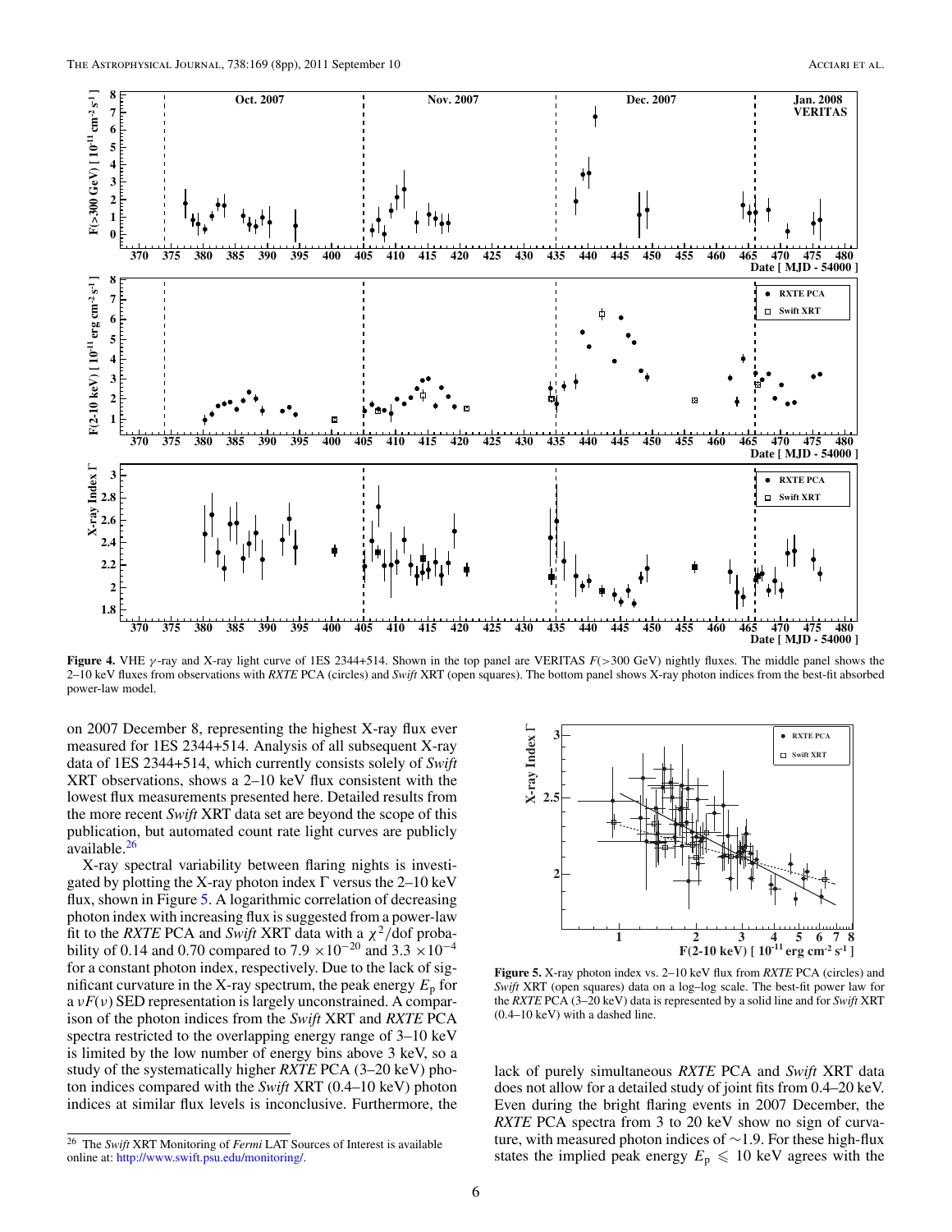**Figure 4.** VHE $\gamma$-ray and X-ray light curve of 1ES 2344+514. Shown in the top panel are VERITAS $F(>300$ GeV) nightly fluxes. The middle panel shows the 2–10 keV fluxes from observations with *RXTE* PCA (circles) and *Swift* XRT (open squares). The bottom panel shows X-ray photon indices from the best-fit absorbed power-law model.

on 2007 December 8, representing the highest X-ray flux ever measured for 1ES 2344+514. Analysis of all subsequent X-ray data of 1ES 2344+514, which currently consists solely of *Swift* XRT observations, shows a 2–10 keV flux consistent with the lowest flux measurements presented here. Detailed results from the more recent *Swift* XRT data set are beyond the scope of this publication, but automated count rate light curves are publicly available.[26]

X-ray spectral variability between flaring nights is investigated by plotting the X-ray photon index $\Gamma$ versus the 2–10 keV flux, shown in Figure 5. A logarithmic correlation of decreasing photon index with increasing flux is suggested from a power-law fit to the *RXTE* PCA and *Swift* XRT data with a $\chi^2$/dof probability of 0.14 and 0.70 compared to $7.9 \times 10^{-20}$ and $3.3 \times 10^{-4}$ for a constant photon index, respectively. Due to the lack of significant curvature in the X-ray spectrum, the peak energy $E_{\mathrm{p}}$ for a $\nu F(\nu)$ SED representation is largely unconstrained. A comparison of the photon indices from the *Swift* XRT and *RXTE* PCA spectra restricted to the overlapping energy range of 3–10 keV is limited by the low number of energy bins above 3 keV, so a study of the systematically higher *RXTE* PCA (3–20 keV) photon indices compared with the *Swift* XRT (0.4–10 keV) photon indices at similar flux levels is inconclusive. Furthermore, the lack of purely simultaneous *RXTE* PCA and *Swift* XRT data does not allow for a detailed study of joint fits from 0.4–20 keV. Even during the bright flaring events in 2007 December, the *RXTE* PCA spectra from 3 to 20 keV show no sign of curvature, with measured photon indices of $\sim$1.9. For these high-flux states the implied peak energy $E_{\mathrm{p}} \leqslant 10$ keV agrees with the

**Figure 5.** X-ray photon index vs. 2–10 keV flux from *RXTE* PCA (circles) and *Swift* XRT (open squares) data on a log–log scale. The best-fit power law for the *RXTE* PCA (3–20 keV) data is represented by a solid line and for *Swift* XRT (0.4–10 keV) with a dashed line.

[26] The *Swift* XRT Monitoring of *Fermi* LAT Sources of Interest is available online at: http://www.swift.psu.edu/monitoring/.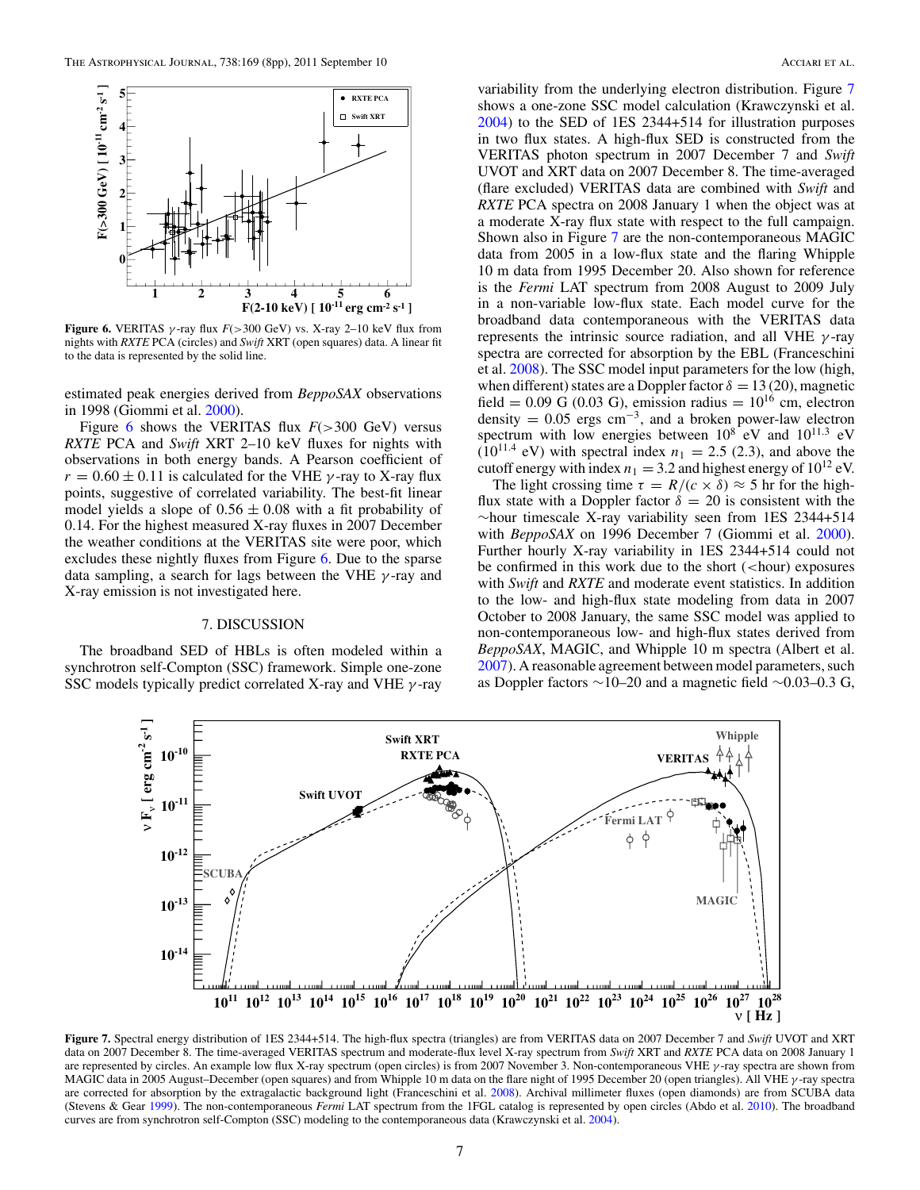**Figure 6.** VERITAS $\gamma$-ray flux $F(>300$ GeV) vs. X-ray 2–10 keV flux from nights with *RXTE* PCA (circles) and *Swift* XRT (open squares) data. A linear fit to the data is represented by the solid line.

estimated peak energies derived from *BeppoSAX* observations in 1998 (Giommi et al. 2000).

Figure 6 shows the VERITAS flux $F(>300$ GeV) versus *RXTE* PCA and *Swift* XRT 2–10 keV fluxes for nights with observations in both energy bands. A Pearson coefficient of $r = 0.60 \pm 0.11$ is calculated for the VHE $\gamma$-ray to X-ray flux points, suggestive of correlated variability. The best-fit linear model yields a slope of $0.56 \pm 0.08$ with a fit probability of 0.14. For the highest measured X-ray fluxes in 2007 December the weather conditions at the VERITAS site were poor, which excludes these nightly fluxes from Figure 6. Due to the sparse data sampling, a search for lags between the VHE $\gamma$-ray and X-ray emission is not investigated here.

## 7. DISCUSSION

The broadband SED of HBLs is often modeled within a synchrotron self-Compton (SSC) framework. Simple one-zone SSC models typically predict correlated X-ray and VHE $\gamma$-ray variability from the underlying electron distribution. Figure 7 shows a one-zone SSC model calculation (Krawczynski et al. 2004) to the SED of 1ES 2344+514 for illustration purposes in two flux states. A high-flux SED is constructed from the VERITAS photon spectrum in 2007 December 7 and *Swift* UVOT and XRT data on 2007 December 8. The time-averaged (flare excluded) VERITAS data are combined with *Swift* and *RXTE* PCA spectra on 2008 January 1 when the object was at a moderate X-ray flux state with respect to the full campaign. Shown also in Figure 7 are the non-contemporaneous MAGIC data from 2005 in a low-flux state and the flaring Whipple 10 m data from 1995 December 20. Also shown for reference is the *Fermi* LAT spectrum from 2008 August to 2009 July in a non-variable low-flux state. Each model curve for the broadband data contemporaneous with the VERITAS data represents the intrinsic source radiation, and all VHE $\gamma$-ray spectra are corrected for absorption by the EBL (Franceschini et al. 2008). The SSC model input parameters for the low (high, when different) states are a Doppler factor $\delta = 13\,(20)$, magnetic field $= 0.09$ G (0.03 G), emission radius $= 10^{16}$ cm, electron density $= 0.05$ ergs cm$^{-3}$, and a broken power-law electron spectrum with low energies between $10^8$ eV and $10^{11.3}$ eV ($10^{11.4}$ eV) with spectral index $n_1 = 2.5$ (2.3), and above the cutoff energy with index $n_1 = 3.2$ and highest energy of $10^{12}$ eV.

The light crossing time $\tau = R/(c \times \delta) \approx 5$ hr for the high-flux state with a Doppler factor $\delta = 20$ is consistent with the ~hour timescale X-ray variability seen from 1ES 2344+514 with *BeppoSAX* on 1996 December 7 (Giommi et al. 2000). Further hourly X-ray variability in 1ES 2344+514 could not be confirmed in this work due to the short (<hour) exposures with *Swift* and *RXTE* and moderate event statistics. In addition to the low- and high-flux state modeling from data in 2007 October to 2008 January, the same SSC model was applied to non-contemporaneous low- and high-flux states derived from *BeppoSAX*, MAGIC, and Whipple 10 m spectra (Albert et al. 2007). A reasonable agreement between model parameters, such as Doppler factors ~10–20 and a magnetic field ~0.03–0.3 G,

**Figure 7.** Spectral energy distribution of 1ES 2344+514. The high-flux spectra (triangles) are from VERITAS data on 2007 December 7 and *Swift* UVOT and XRT data on 2007 December 8. The time-averaged VERITAS spectrum and moderate-flux level X-ray spectrum from *Swift* XRT and *RXTE* PCA data on 2008 January 1 are represented by circles. An example low flux X-ray spectrum (open circles) is from 2007 November 3. Non-contemporaneous VHE $\gamma$-ray spectra are shown from MAGIC data in 2005 August–December (open squares) and from Whipple 10 m data on the flare night of 1995 December 20 (open triangles). All VHE $\gamma$-ray spectra are corrected for absorption by the extragalactic background light (Franceschini et al. 2008). Archival millimeter fluxes (open diamonds) are from SCUBA data (Stevens & Gear 1999). The non-contemporaneous *Fermi* LAT spectrum from the 1FGL catalog is represented by open circles (Abdo et al. 2010). The broadband curves are from synchrotron self-Compton (SSC) modeling to the contemporaneous data (Krawczynski et al. 2004).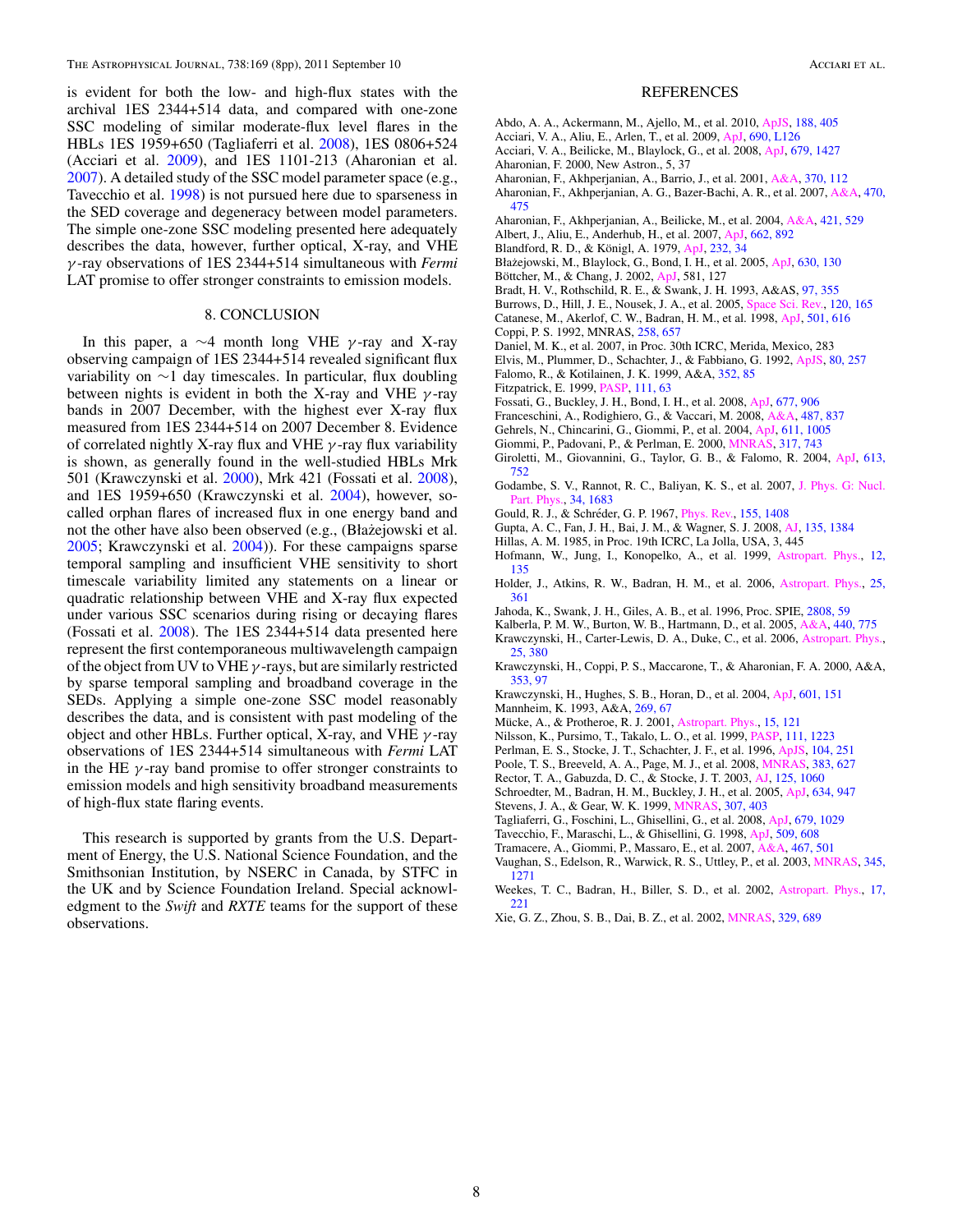is evident for both the low- and high-flux states with the archival 1ES 2344+514 data, and compared with one-zone SSC modeling of similar moderate-flux level flares in the HBLs 1ES 1959+650 (Tagliaferri et al. 2008), 1ES 0806+524 (Acciari et al. 2009), and 1ES 1101-213 (Aharonian et al. 2007). A detailed study of the SSC model parameter space (e.g., Tavecchio et al. 1998) is not pursued here due to sparseness in the SED coverage and degeneracy between model parameters. The simple one-zone SSC modeling presented here adequately describes the data, however, further optical, X-ray, and VHE $\gamma$-ray observations of 1ES 2344+514 simultaneous with *Fermi* LAT promise to offer stronger constraints to emission models.

## 8. CONCLUSION

In this paper, a ∼4 month long VHE $\gamma$-ray and X-ray observing campaign of 1ES 2344+514 revealed significant flux variability on ∼1 day timescales. In particular, flux doubling between nights is evident in both the X-ray and VHE $\gamma$-ray bands in 2007 December, with the highest ever X-ray flux measured from 1ES 2344+514 on 2007 December 8. Evidence of correlated nightly X-ray flux and VHE $\gamma$-ray flux variability is shown, as generally found in the well-studied HBLs Mrk 501 (Krawczynski et al. 2000), Mrk 421 (Fossati et al. 2008), and 1ES 1959+650 (Krawczynski et al. 2004), however, so-called orphan flares of increased flux in one energy band and not the other have also been observed (e.g., (Błażejowski et al. 2005; Krawczynski et al. 2004)). For these campaigns sparse temporal sampling and insufficient VHE sensitivity to short timescale variability limited any statements on a linear or quadratic relationship between VHE and X-ray flux expected under various SSC scenarios during rising or decaying flares (Fossati et al. 2008). The 1ES 2344+514 data presented here represent the first contemporaneous multiwavelength campaign of the object from UV to VHE $\gamma$-rays, but are similarly restricted by sparse temporal sampling and broadband coverage in the SEDs. Applying a simple one-zone SSC model reasonably describes the data, and is consistent with past modeling of the object and other HBLs. Further optical, X-ray, and VHE $\gamma$-ray observations of 1ES 2344+514 simultaneous with *Fermi* LAT in the HE $\gamma$-ray band promise to offer stronger constraints to emission models and high sensitivity broadband measurements of high-flux state flaring events.

This research is supported by grants from the U.S. Department of Energy, the U.S. National Science Foundation, and the Smithsonian Institution, by NSERC in Canada, by STFC in the UK and by Science Foundation Ireland. Special acknowledgment to the *Swift* and *RXTE* teams for the support of these observations.

## REFERENCES

Abdo, A. A., Ackermann, M., Ajello, M., et al. 2010, ApJS, 188, 405
Acciari, V. A., Aliu, E., Arlen, T., et al. 2009, ApJ, 690, L126
Acciari, V. A., Beilicke, M., Blaylock, G., et al. 2008, ApJ, 679, 1427
Aharonian, F. 2000, New Astron., 5, 37
Aharonian, F., Akhperjanian, A., Barrio, J., et al. 2001, A&A, 370, 112
Aharonian, F., Akhperjanian, A. G., Bazer-Bachi, A. R., et al. 2007, A&A, 470, 475
Aharonian, F., Akhperjanian, A., Beilicke, M., et al. 2004, A&A, 421, 529
Albert, J., Aliu, E., Anderhub, H., et al. 2007, ApJ, 662, 892
Blandford, R. D., & Königl, A. 1979, ApJ, 232, 34
Błażejowski, M., Blaylock, G., Bond, I. H., et al. 2005, ApJ, 630, 130
Böttcher, M., & Chang, J. 2002, ApJ, 581, 127
Bradt, H. V., Rothschild, R. E., & Swank, J. H. 1993, A&AS, 97, 355
Burrows, D., Hill, J. E., Nousek, J. A., et al. 2005, Space Sci. Rev., 120, 165
Catanese, M., Akerlof, C. W., Badran, H. M., et al. 1998, ApJ, 501, 616
Coppi, P. S. 1992, MNRAS, 258, 657
Daniel, M. K., et al. 2007, in Proc. 30th ICRC, Merida, Mexico, 283
Elvis, M., Plummer, D., Schachter, J., & Fabbiano, G. 1992, ApJS, 80, 257
Falomo, R., & Kotilainen, J. K. 1999, A&A, 352, 85
Fitzpatrick, E. 1999, PASP, 111, 63
Fossati, G., Buckley, J. H., Bond, I. H., et al. 2008, ApJ, 677, 906
Franceschini, A., Rodighiero, G., & Vaccari, M. 2008, A&A, 487, 837
Gehrels, N., Chincarini, G., Giommi, P., et al. 2004, ApJ, 611, 1005
Giommi, P., Padovani, P., & Perlman, E. 2000, MNRAS, 317, 743
Giroletti, M., Giovannini, G., Taylor, G. B., & Falomo, R. 2004, ApJ, 613, 752
Godambe, S. V., Rannot, R. C., Baliyan, K. S., et al. 2007, J. Phys. G: Nucl. Part. Phys., 34, 1683
Gould, R. J., & Schréder, G. P. 1967, Phys. Rev., 155, 1408
Gupta, A. C., Fan, J. H., Bai, J. M., & Wagner, S. J. 2008, AJ, 135, 1384
Hillas, A. M. 1985, in Proc. 19th ICRC, La Jolla, USA, 3, 445
Hofmann, W., Jung, I., Konopelko, A., et al. 1999, Astropart. Phys., 12, 135
Holder, J., Atkins, R. W., Badran, H. M., et al. 2006, Astropart. Phys., 25, 361
Jahoda, K., Swank, J. H., Giles, A. B., et al. 1996, Proc. SPIE, 2808, 59
Kalberla, P. M. W., Burton, W. B., Hartmann, D., et al. 2005, A&A, 440, 775
Krawczynski, H., Carter-Lewis, D. A., Duke, C., et al. 2006, Astropart. Phys., 25, 380
Krawczynski, H., Coppi, P. S., Maccarone, T., & Aharonian, F. A. 2000, A&A, 353, 97
Krawczynski, H., Hughes, S. B., Horan, D., et al. 2004, ApJ, 601, 151
Mannheim, K. 1993, A&A, 269, 67
Mücke, A., & Protheroe, R. J. 2001, Astropart. Phys., 15, 121
Nilsson, K., Pursimo, T., Takalo, L. O., et al. 1999, PASP, 111, 1223
Perlman, E. S., Stocke, J. T., Schachter, J. F., et al. 1996, ApJS, 104, 251
Poole, T. S., Breeveld, A. A., Page, M. J., et al. 2008, MNRAS, 383, 627
Rector, T. A., Gabuzda, D. C., & Stocke, J. T. 2003, AJ, 125, 1060
Schroedter, M., Badran, H. M., Buckley, J. H., et al. 2005, ApJ, 634, 947
Stevens, J. A., & Gear, W. K. 1999, MNRAS, 307, 403
Tagliaferri, G., Foschini, L., Ghisellini, G., et al. 2008, ApJ, 679, 1029
Tavecchio, F., Maraschi, L., & Ghisellini, G. 1998, ApJ, 509, 608
Tramacere, A., Giommi, P., Massaro, E., et al. 2007, A&A, 467, 501
Vaughan, S., Edelson, R., Warwick, R. S., Uttley, P., et al. 2003, MNRAS, 345, 1271
Weekes, T. C., Badran, H., Biller, S. D., et al. 2002, Astropart. Phys., 17, 221
Xie, G. Z., Zhou, S. B., Dai, B. Z., et al. 2002, MNRAS, 329, 689